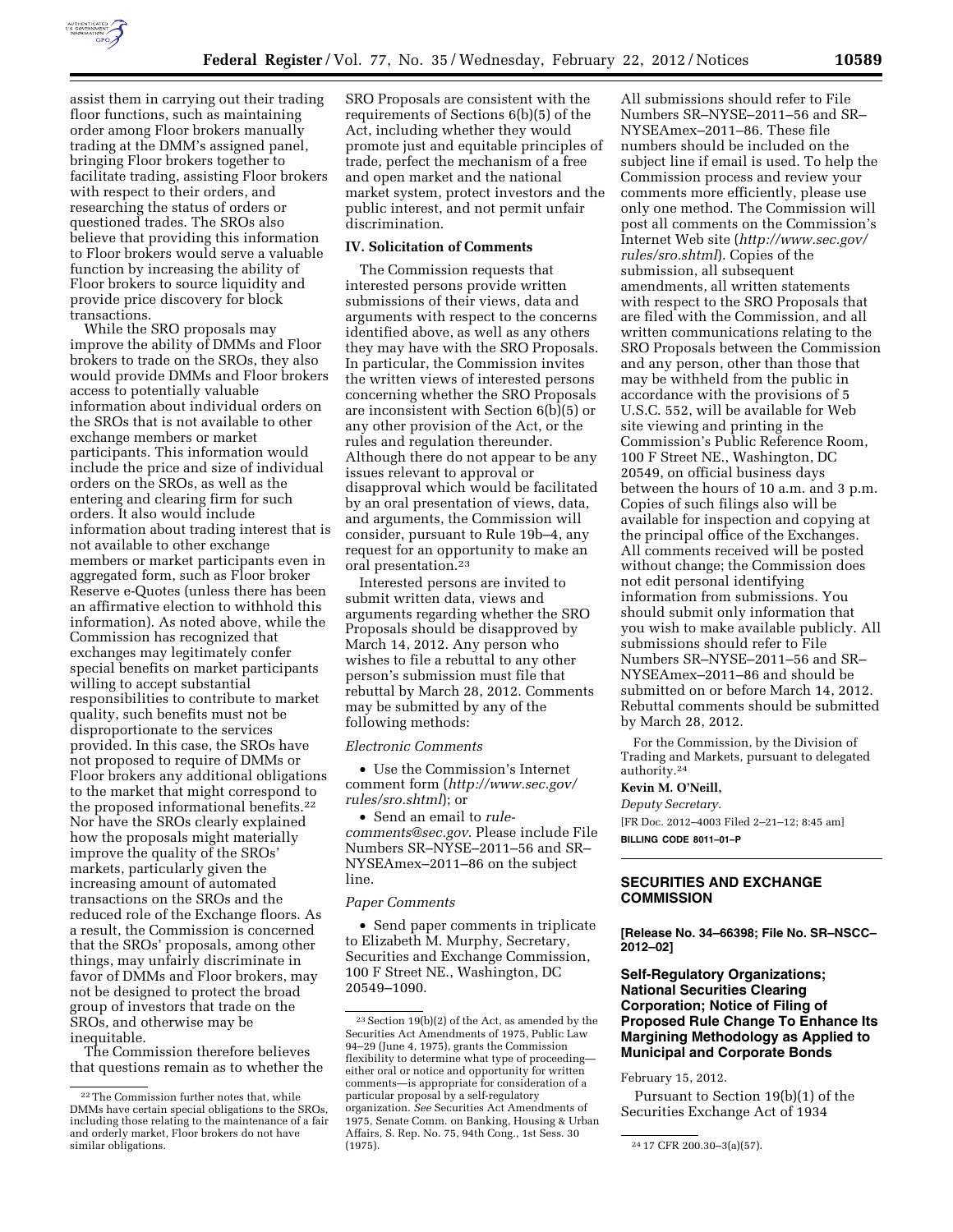assist them in carrying out their trading floor functions, such as maintaining order among Floor brokers manually trading at the DMM's assigned panel, bringing Floor brokers together to facilitate trading, assisting Floor brokers with respect to their orders, and researching the status of orders or questioned trades. The SROs also believe that providing this information to Floor brokers would serve a valuable function by increasing the ability of Floor brokers to source liquidity and provide price discovery for block transactions.

While the SRO proposals may improve the ability of DMMs and Floor brokers to trade on the SROs, they also would provide DMMs and Floor brokers access to potentially valuable information about individual orders on the SROs that is not available to other exchange members or market participants. This information would include the price and size of individual orders on the SROs, as well as the entering and clearing firm for such orders. It also would include information about trading interest that is not available to other exchange members or market participants even in aggregated form, such as Floor broker Reserve e-Quotes (unless there has been an affirmative election to withhold this information). As noted above, while the Commission has recognized that exchanges may legitimately confer special benefits on market participants willing to accept substantial responsibilities to contribute to market quality, such benefits must not be disproportionate to the services provided. In this case, the SROs have not proposed to require of DMMs or Floor brokers any additional obligations to the market that might correspond to the proposed informational benefits.[22] Nor have the SROs clearly explained how the proposals might materially improve the quality of the SROs' markets, particularly given the increasing amount of automated transactions on the SROs and the reduced role of the Exchange floors. As a result, the Commission is concerned that the SROs' proposals, among other things, may unfairly discriminate in favor of DMMs and Floor brokers, may not be designed to protect the broad group of investors that trade on the SROs, and otherwise may be inequitable.

The Commission therefore believes that questions remain as to whether the SRO Proposals are consistent with the requirements of Sections 6(b)(5) of the Act, including whether they would promote just and equitable principles of trade, perfect the mechanism of a free and open market and the national market system, protect investors and the public interest, and not permit unfair discrimination.

## IV. Solicitation of Comments

The Commission requests that interested persons provide written submissions of their views, data and arguments with respect to the concerns identified above, as well as any others they may have with the SRO Proposals. In particular, the Commission invites the written views of interested persons concerning whether the SRO Proposals are inconsistent with Section 6(b)(5) or any other provision of the Act, or the rules and regulation thereunder. Although there do not appear to be any issues relevant to approval or disapproval which would be facilitated by an oral presentation of views, data, and arguments, the Commission will consider, pursuant to Rule 19b–4, any request for an opportunity to make an oral presentation.[23]

Interested persons are invited to submit written data, views and arguments regarding whether the SRO Proposals should be disapproved by March 14, 2012. Any person who wishes to file a rebuttal to any other person's submission must file that rebuttal by March 28, 2012. Comments may be submitted by any of the following methods:

*Electronic Comments*

- Use the Commission's Internet comment form (*http://www.sec.gov/rules/sro.shtml*); or
- Send an email to *rule-comments@sec.gov*. Please include File Numbers SR–NYSE–2011–56 and SR–NYSEAmex–2011–86 on the subject line.

*Paper Comments*

- Send paper comments in triplicate to Elizabeth M. Murphy, Secretary, Securities and Exchange Commission, 100 F Street NE., Washington, DC 20549–1090.

All submissions should refer to File Numbers SR–NYSE–2011–56 and SR–NYSEAmex–2011–86. These file numbers should be included on the subject line if email is used. To help the Commission process and review your comments more efficiently, please use only one method. The Commission will post all comments on the Commission's Internet Web site (*http://www.sec.gov/rules/sro.shtml*). Copies of the submission, all subsequent amendments, all written statements with respect to the SRO Proposals that are filed with the Commission, and all written communications relating to the SRO Proposals between the Commission and any person, other than those that may be withheld from the public in accordance with the provisions of 5 U.S.C. 552, will be available for Web site viewing and printing in the Commission's Public Reference Room, 100 F Street NE., Washington, DC 20549, on official business days between the hours of 10 a.m. and 3 p.m. Copies of such filings also will be available for inspection and copying at the principal office of the Exchanges. All comments received will be posted without change; the Commission does not edit personal identifying information from submissions. You should submit only information that you wish to make available publicly. All submissions should refer to File Numbers SR–NYSE–2011–56 and SR–NYSEAmex–2011–86 and should be submitted on or before March 14, 2012. Rebuttal comments should be submitted by March 28, 2012.

For the Commission, by the Division of Trading and Markets, pursuant to delegated authority.[24]

**Kevin M. O'Neill,**

*Deputy Secretary.*

[FR Doc. 2012–4003 Filed 2–21–12; 8:45 am]

**BILLING CODE 8011–01–P**

---

## SECURITIES AND EXCHANGE COMMISSION

**[Release No. 34–66398; File No. SR–NSCC–2012–02]**

## Self-Regulatory Organizations; National Securities Clearing Corporation; Notice of Filing of Proposed Rule Change To Enhance Its Margining Methodology as Applied to Municipal and Corporate Bonds

February 15, 2012.

Pursuant to Section 19(b)(1) of the Securities Exchange Act of 1934

---

[22] The Commission further notes that, while DMMs have certain special obligations to the SROs, including those relating to the maintenance of a fair and orderly market, Floor brokers do not have similar obligations.

[23] Section 19(b)(2) of the Act, as amended by the Securities Act Amendments of 1975, Public Law 94–29 (June 4, 1975), grants the Commission flexibility to determine what type of proceeding—either oral or notice and opportunity for written comments—is appropriate for consideration of a particular proposal by a self-regulatory organization. *See* Securities Act Amendments of 1975, Senate Comm. on Banking, Housing & Urban Affairs, S. Rep. No. 75, 94th Cong., 1st Sess. 30 (1975).

[24] 17 CFR 200.30–3(a)(57).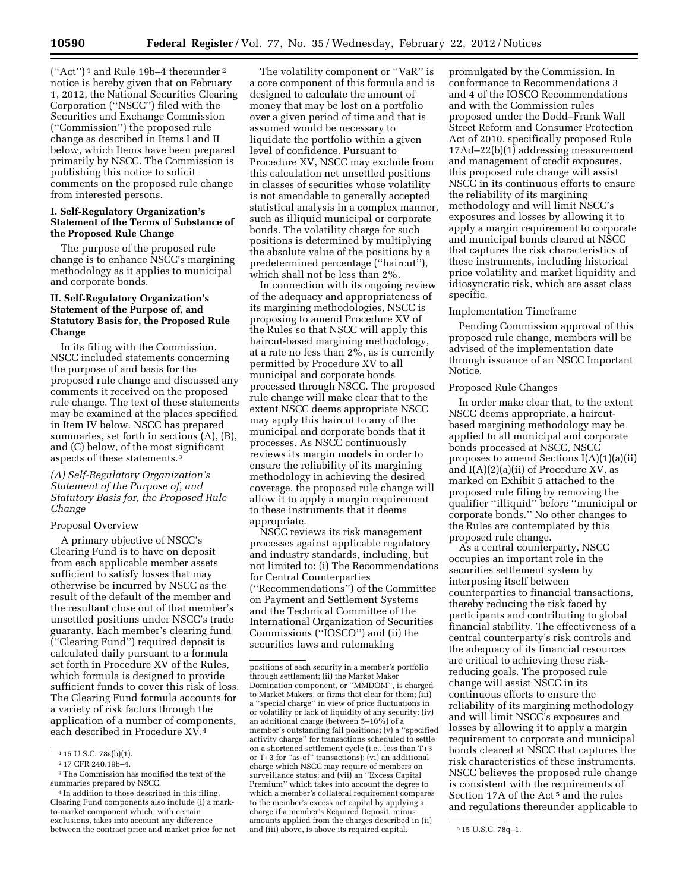("Act")[1] and Rule 19b–4 thereunder[2] notice is hereby given that on February 1, 2012, the National Securities Clearing Corporation ("NSCC") filed with the Securities and Exchange Commission ("Commission") the proposed rule change as described in Items I and II below, which Items have been prepared primarily by NSCC. The Commission is publishing this notice to solicit comments on the proposed rule change from interested persons.

## I. Self-Regulatory Organization's Statement of the Terms of Substance of the Proposed Rule Change

The purpose of the proposed rule change is to enhance NSCC's margining methodology as it applies to municipal and corporate bonds.

## II. Self-Regulatory Organization's Statement of the Purpose of, and Statutory Basis for, the Proposed Rule Change

In its filing with the Commission, NSCC included statements concerning the purpose of and basis for the proposed rule change and discussed any comments it received on the proposed rule change. The text of these statements may be examined at the places specified in Item IV below. NSCC has prepared summaries, set forth in sections (A), (B), and (C) below, of the most significant aspects of these statements.[3]

### *(A) Self-Regulatory Organization's Statement of the Purpose of, and Statutory Basis for, the Proposed Rule Change*

Proposal Overview

A primary objective of NSCC's Clearing Fund is to have on deposit from each applicable member assets sufficient to satisfy losses that may otherwise be incurred by NSCC as the result of the default of the member and the resultant close out of that member's unsettled positions under NSCC's trade guaranty. Each member's clearing fund ("Clearing Fund") required deposit is calculated daily pursuant to a formula set forth in Procedure XV of the Rules, which formula is designed to provide sufficient funds to cover this risk of loss. The Clearing Fund formula accounts for a variety of risk factors through the application of a number of components, each described in Procedure XV.[4]

The volatility component or "VaR" is a core component of this formula and is designed to calculate the amount of money that may be lost on a portfolio over a given period of time and that is assumed would be necessary to liquidate the portfolio within a given level of confidence. Pursuant to Procedure XV, NSCC may exclude from this calculation net unsettled positions in classes of securities whose volatility is not amendable to generally accepted statistical analysis in a complex manner, such as illiquid municipal or corporate bonds. The volatility charge for such positions is determined by multiplying the absolute value of the positions by a predetermined percentage ("haircut"), which shall not be less than 2%.

In connection with its ongoing review of the adequacy and appropriateness of its margining methodologies, NSCC is proposing to amend Procedure XV of the Rules so that NSCC will apply this haircut-based margining methodology, at a rate no less than 2%, as is currently permitted by Procedure XV to all municipal and corporate bonds processed through NSCC. The proposed rule change will make clear that to the extent NSCC deems appropriate NSCC may apply this haircut to any of the municipal and corporate bonds that it processes. As NSCC continuously reviews its margin models in order to ensure the reliability of its margining methodology in achieving the desired coverage, the proposed rule change will allow it to apply a margin requirement to these instruments that it deems appropriate.

NSCC reviews its risk management processes against applicable regulatory and industry standards, including, but not limited to: (i) The Recommendations for Central Counterparties ("Recommendations") of the Committee on Payment and Settlement Systems and the Technical Committee of the International Organization of Securities Commissions ("IOSCO") and (ii) the securities laws and rulemaking promulgated by the Commission. In conformance to Recommendations 3 and 4 of the IOSCO Recommendations and with the Commission rules proposed under the Dodd–Frank Wall Street Reform and Consumer Protection Act of 2010, specifically proposed Rule 17Ad–22(b)(1) addressing measurement and management of credit exposures, this proposed rule change will assist NSCC in its continuous efforts to ensure the reliability of its margining methodology and will limit NSCC's exposures and losses by allowing it to apply a margin requirement to corporate and municipal bonds cleared at NSCC that captures the risk characteristics of these instruments, including historical price volatility and market liquidity and idiosyncratic risk, which are asset class specific.

Implementation Timeframe

Pending Commission approval of this proposed rule change, members will be advised of the implementation date through issuance of an NSCC Important Notice.

Proposed Rule Changes

In order make clear that, to the extent NSCC deems appropriate, a haircut-based margining methodology may be applied to all municipal and corporate bonds processed at NSCC, NSCC proposes to amend Sections I(A)(1)(a)(ii) and I(A)(2)(a)(ii) of Procedure XV, as marked on Exhibit 5 attached to the proposed rule filing by removing the qualifier "illiquid" before "municipal or corporate bonds." No other changes to the Rules are contemplated by this proposed rule change.

As a central counterparty, NSCC occupies an important role in the securities settlement system by interposing itself between counterparties to financial transactions, thereby reducing the risk faced by participants and contributing to global financial stability. The effectiveness of a central counterparty's risk controls and the adequacy of its financial resources are critical to achieving these risk-reducing goals. The proposed rule change will assist NSCC in its continuous efforts to ensure the reliability of its margining methodology and will limit NSCC's exposures and losses by allowing it to apply a margin requirement to corporate and municipal bonds cleared at NSCC that captures the risk characteristics of these instruments. NSCC believes the proposed rule change is consistent with the requirements of Section 17A of the Act[5] and the rules and regulations thereunder applicable to

---

[1] 15 U.S.C. 78s(b)(1).

[2] 17 CFR 240.19b–4.

[3] The Commission has modified the text of the summaries prepared by NSCC.

[4] In addition to those described in this filing, Clearing Fund components also include (i) a mark-to-market component which, with certain exclusions, takes into account any difference between the contract price and market price for net positions of each security in a member's portfolio through settlement; (ii) the Market Maker Domination component, or "MMDOM", is charged to Market Makers, or firms that clear for them; (iii) a "special charge" in view of price fluctuations in or volatility or lack of liquidity of any security; (iv) an additional charge (between 5–10%) of a member's outstanding fail positions; (v) a "specified activity charge" for transactions scheduled to settle on a shortened settlement cycle (i.e., less than T+3 or T+3 for "as-of" transactions); (vi) an additional charge which NSCC may require of members on surveillance status; and (vii) an "Excess Capital Premium" which takes into account the degree to which a member's collateral requirement compares to the member's excess net capital by applying a charge if a member's Required Deposit, minus amounts applied from the charges described in (ii) and (iii) above, is above its required capital.

[5] 15 U.S.C. 78q–1.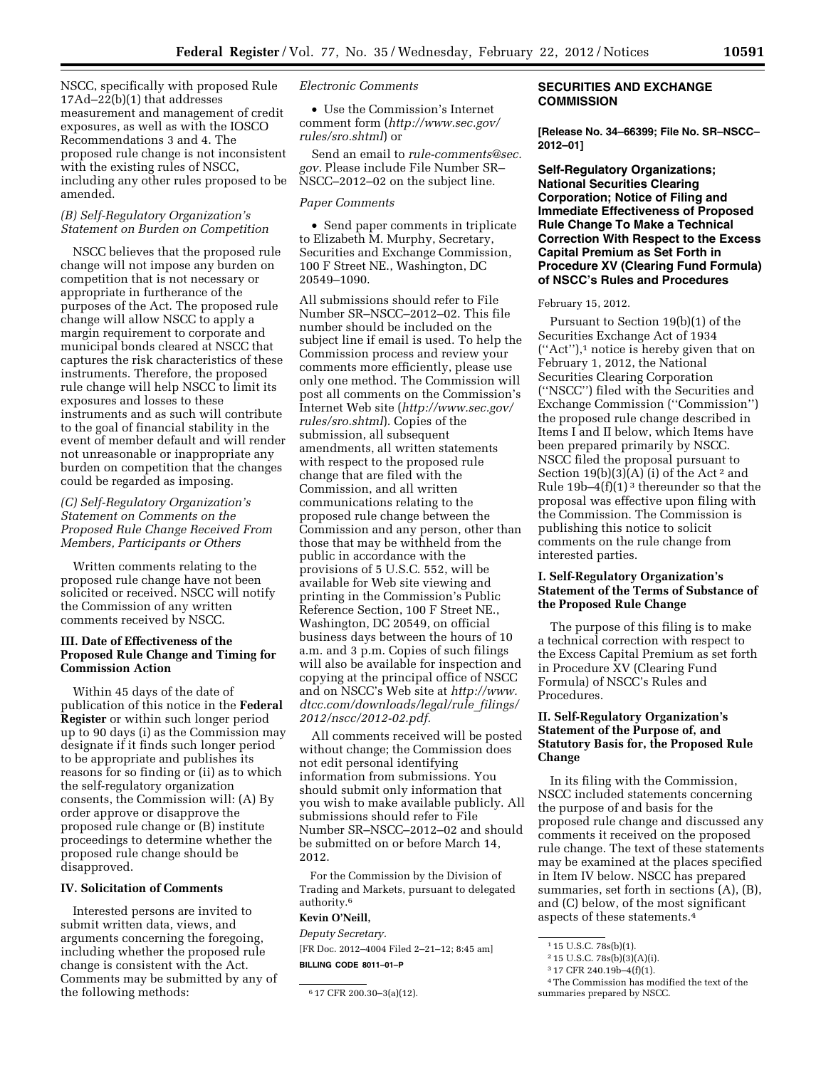NSCC, specifically with proposed Rule 17Ad–22(b)(1) that addresses measurement and management of credit exposures, as well as with the IOSCO Recommendations 3 and 4. The proposed rule change is not inconsistent with the existing rules of NSCC, including any other rules proposed to be amended.

### (B) Self-Regulatory Organization's Statement on Burden on Competition

NSCC believes that the proposed rule change will not impose any burden on competition that is not necessary or appropriate in furtherance of the purposes of the Act. The proposed rule change will allow NSCC to apply a margin requirement to corporate and municipal bonds cleared at NSCC that captures the risk characteristics of these instruments. Therefore, the proposed rule change will help NSCC to limit its exposures and losses to these instruments and as such will contribute to the goal of financial stability in the event of member default and will render not unreasonable or inappropriate any burden on competition that the changes could be regarded as imposing.

### (C) Self-Regulatory Organization's Statement on Comments on the Proposed Rule Change Received From Members, Participants or Others

Written comments relating to the proposed rule change have not been solicited or received. NSCC will notify the Commission of any written comments received by NSCC.

## III. Date of Effectiveness of the Proposed Rule Change and Timing for Commission Action

Within 45 days of the date of publication of this notice in the **Federal Register** or within such longer period up to 90 days (i) as the Commission may designate if it finds such longer period to be appropriate and publishes its reasons for so finding or (ii) as to which the self-regulatory organization consents, the Commission will: (A) By order approve or disapprove the proposed rule change or (B) institute proceedings to determine whether the proposed rule change should be disapproved.

## IV. Solicitation of Comments

Interested persons are invited to submit written data, views, and arguments concerning the foregoing, including whether the proposed rule change is consistent with the Act. Comments may be submitted by any of the following methods:

### *Electronic Comments*

- Use the Commission's Internet comment form (*http://www.sec.gov/rules/sro.shtml*) or

Send an email to *rule-comments@sec.gov.* Please include File Number SR–NSCC–2012–02 on the subject line.

### *Paper Comments*

- Send paper comments in triplicate to Elizabeth M. Murphy, Secretary, Securities and Exchange Commission, 100 F Street NE., Washington, DC 20549–1090.

All submissions should refer to File Number SR–NSCC–2012–02. This file number should be included on the subject line if email is used. To help the Commission process and review your comments more efficiently, please use only one method. The Commission will post all comments on the Commission's Internet Web site (*http://www.sec.gov/rules/sro.shtml*). Copies of the submission, all subsequent amendments, all written statements with respect to the proposed rule change that are filed with the Commission, and all written communications relating to the proposed rule change between the Commission and any person, other than those that may be withheld from the public in accordance with the provisions of 5 U.S.C. 552, will be available for Web site viewing and printing in the Commission's Public Reference Section, 100 F Street NE., Washington, DC 20549, on official business days between the hours of 10 a.m. and 3 p.m. Copies of such filings will also be available for inspection and copying at the principal office of NSCC and on NSCC's Web site at *http://www.dtcc.com/downloads/legal/rule_filings/2012/nscc/2012-02.pdf.*

All comments received will be posted without change; the Commission does not edit personal identifying information from submissions. You should submit only information that you wish to make available publicly. All submissions should refer to File Number SR–NSCC–2012–02 and should be submitted on or before March 14, 2012.

For the Commission by the Division of Trading and Markets, pursuant to delegated authority.[6]

**Kevin O'Neill,**

*Deputy Secretary.*

[FR Doc. 2012–4004 Filed 2–21–12; 8:45 am]

**BILLING CODE 8011–01–P**

[6] 17 CFR 200.30–3(a)(12).

## SECURITIES AND EXCHANGE COMMISSION

**[Release No. 34–66399; File No. SR–NSCC–2012–01]**

**Self-Regulatory Organizations; National Securities Clearing Corporation; Notice of Filing and Immediate Effectiveness of Proposed Rule Change To Make a Technical Correction With Respect to the Excess Capital Premium as Set Forth in Procedure XV (Clearing Fund Formula) of NSCC's Rules and Procedures**

February 15, 2012.

Pursuant to Section 19(b)(1) of the Securities Exchange Act of 1934 (''Act''),[1] notice is hereby given that on February 1, 2012, the National Securities Clearing Corporation (''NSCC'') filed with the Securities and Exchange Commission (''Commission'') the proposed rule change described in Items I and II below, which Items have been prepared primarily by NSCC. NSCC filed the proposal pursuant to Section 19(b)(3)(A) (i) of the Act [2] and Rule 19b–4(f)(1) [3] thereunder so that the proposal was effective upon filing with the Commission. The Commission is publishing this notice to solicit comments on the rule change from interested parties.

## I. Self-Regulatory Organization's Statement of the Terms of Substance of the Proposed Rule Change

The purpose of this filing is to make a technical correction with respect to the Excess Capital Premium as set forth in Procedure XV (Clearing Fund Formula) of NSCC's Rules and Procedures.

## II. Self-Regulatory Organization's Statement of the Purpose of, and Statutory Basis for, the Proposed Rule Change

In its filing with the Commission, NSCC included statements concerning the purpose of and basis for the proposed rule change and discussed any comments it received on the proposed rule change. The text of these statements may be examined at the places specified in Item IV below. NSCC has prepared summaries, set forth in sections (A), (B), and (C) below, of the most significant aspects of these statements.[4]

[1] 15 U.S.C. 78s(b)(1).

[2] 15 U.S.C. 78s(b)(3)(A)(i).

[3] 17 CFR 240.19b–4(f)(1).

[4] The Commission has modified the text of the summaries prepared by NSCC.